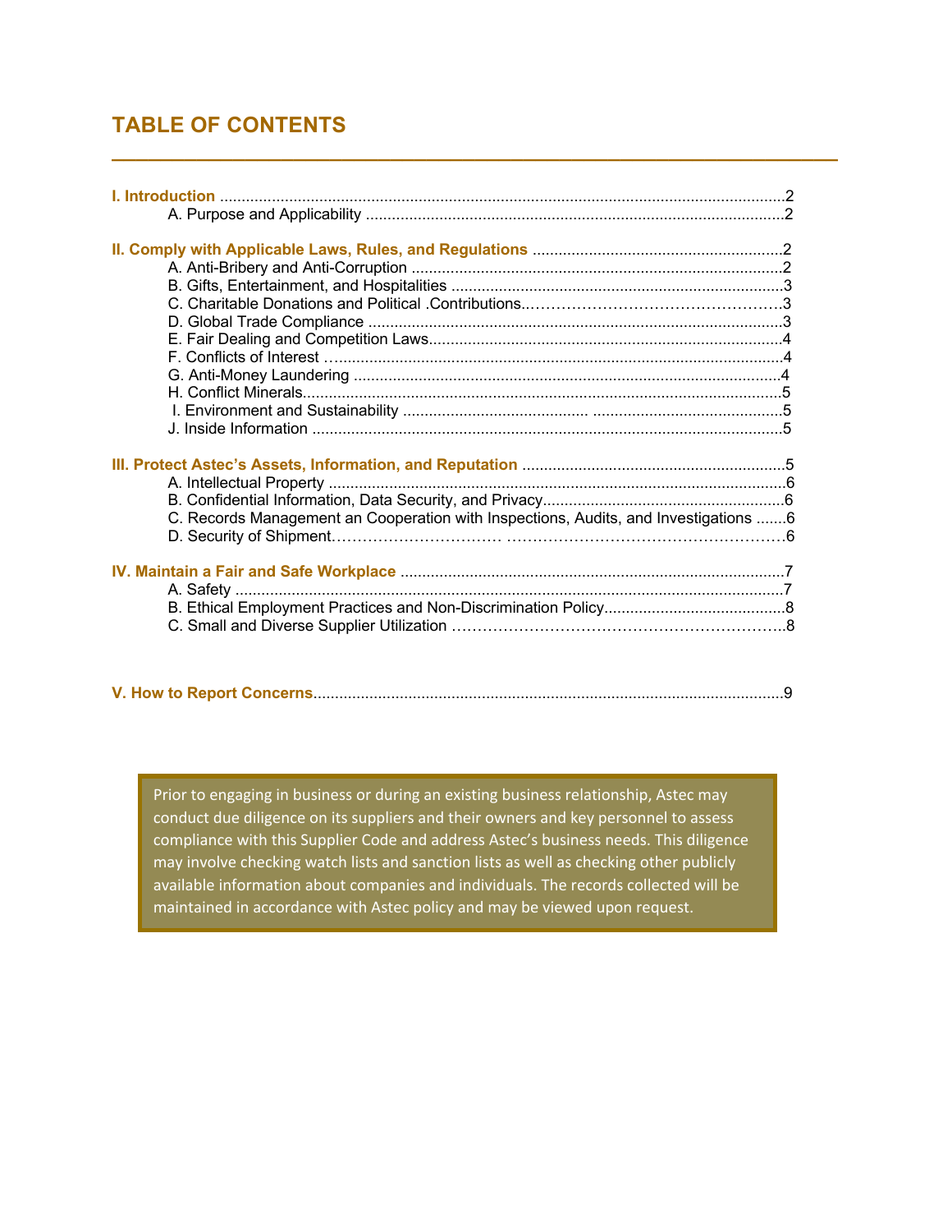# TABLE OF CONTENTS

**I. Introduction** ..... 2

- A. Purpose and Applicability ..... 2

**II. Comply with Applicable Laws, Rules, and Regulations** ..... 2

- A. Anti-Bribery and Anti-Corruption ..... 2
- B. Gifts, Entertainment, and Hospitalities ..... 3
- C. Charitable Donations and Political .Contributions.. ..... 3
- D. Global Trade Compliance ..... 3
- E. Fair Dealing and Competition Laws ..... 4
- F. Conflicts of Interest ..... 4
- G. Anti-Money Laundering ..... 4
- H. Conflict Minerals ..... 5
- I. Environment and Sustainability ..... 5
- J. Inside Information ..... 5

**III. Protect Astec's Assets, Information, and Reputation** ..... 5

- A. Intellectual Property ..... 6
- B. Confidential Information, Data Security, and Privacy ..... 6
- C. Records Management an Cooperation with Inspections, Audits, and Investigations ..... 6
- D. Security of Shipment ..... 6

**IV. Maintain a Fair and Safe Workplace** ..... 7

- A. Safety ..... 7
- B. Ethical Employment Practices and Non-Discrimination Policy ..... 8
- C. Small and Diverse Supplier Utilization ..... 8

**V. How to Report Concerns** ..... 9

> Prior to engaging in business or during an existing business relationship, Astec may conduct due diligence on its suppliers and their owners and key personnel to assess compliance with this Supplier Code and address Astec's business needs. This diligence may involve checking watch lists and sanction lists as well as checking other publicly available information about companies and individuals. The records collected will be maintained in accordance with Astec policy and may be viewed upon request.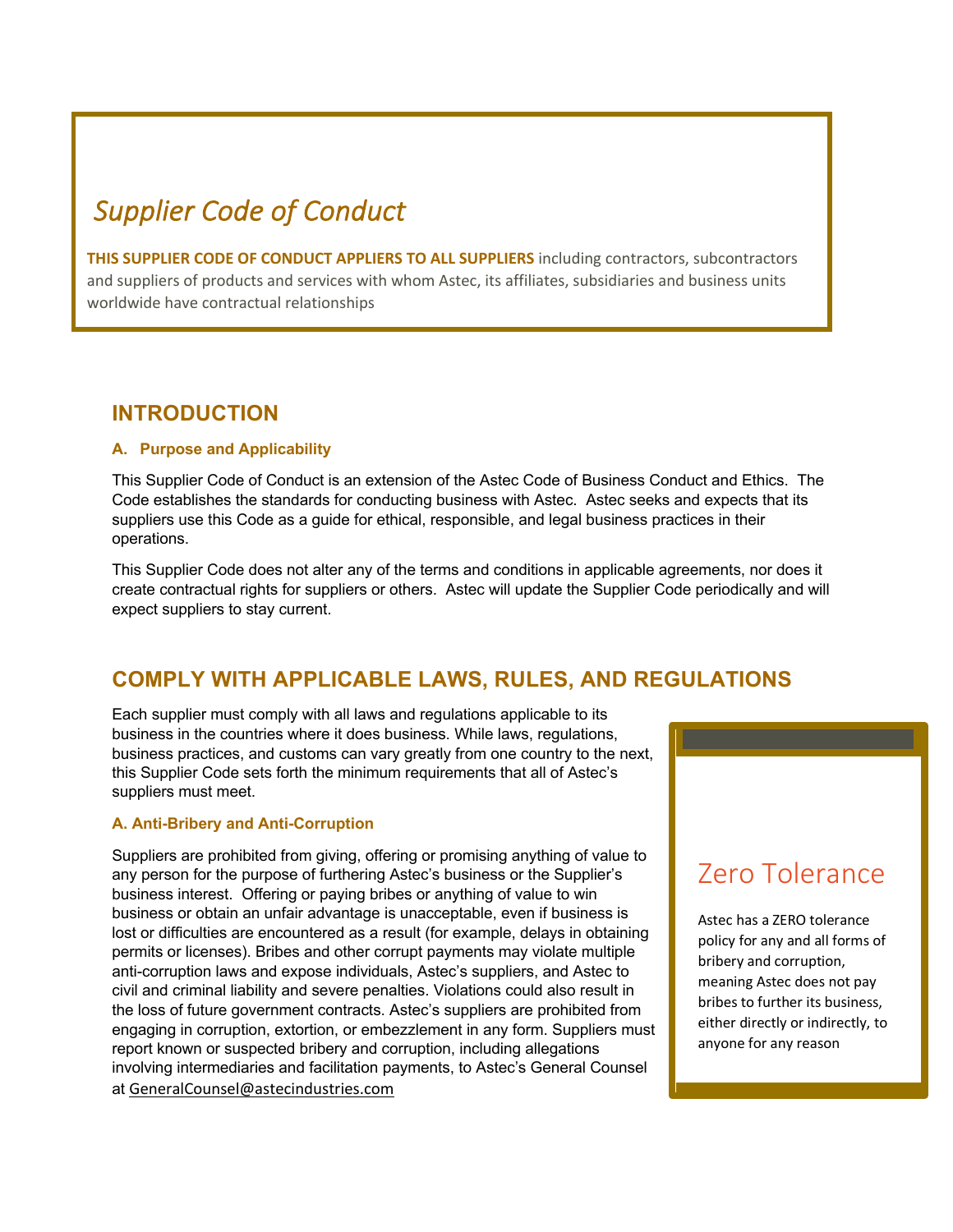# *Supplier Code of Conduct*

**THIS SUPPLIER CODE OF CONDUCT APPLIERS TO ALL SUPPLIERS** including contractors, subcontractors and suppliers of products and services with whom Astec, its affiliates, subsidiaries and business units worldwide have contractual relationships

## INTRODUCTION

### A. Purpose and Applicability

This Supplier Code of Conduct is an extension of the Astec Code of Business Conduct and Ethics. The Code establishes the standards for conducting business with Astec. Astec seeks and expects that its suppliers use this Code as a guide for ethical, responsible, and legal business practices in their operations.

This Supplier Code does not alter any of the terms and conditions in applicable agreements, nor does it create contractual rights for suppliers or others. Astec will update the Supplier Code periodically and will expect suppliers to stay current.

## COMPLY WITH APPLICABLE LAWS, RULES, AND REGULATIONS

Each supplier must comply with all laws and regulations applicable to its business in the countries where it does business. While laws, regulations, business practices, and customs can vary greatly from one country to the next, this Supplier Code sets forth the minimum requirements that all of Astec's suppliers must meet.

### A. Anti-Bribery and Anti-Corruption

Suppliers are prohibited from giving, offering or promising anything of value to any person for the purpose of furthering Astec's business or the Supplier's business interest. Offering or paying bribes or anything of value to win business or obtain an unfair advantage is unacceptable, even if business is lost or difficulties are encountered as a result (for example, delays in obtaining permits or licenses). Bribes and other corrupt payments may violate multiple anti-corruption laws and expose individuals, Astec's suppliers, and Astec to civil and criminal liability and severe penalties. Violations could also result in the loss of future government contracts. Astec's suppliers are prohibited from engaging in corruption, extortion, or embezzlement in any form. Suppliers must report known or suspected bribery and corruption, including allegations involving intermediaries and facilitation payments, to Astec's General Counsel at GeneralCounsel@astecindustries.com

> **Zero Tolerance**
>
> Astec has a ZERO tolerance policy for any and all forms of bribery and corruption, meaning Astec does not pay bribes to further its business, either directly or indirectly, to anyone for any reason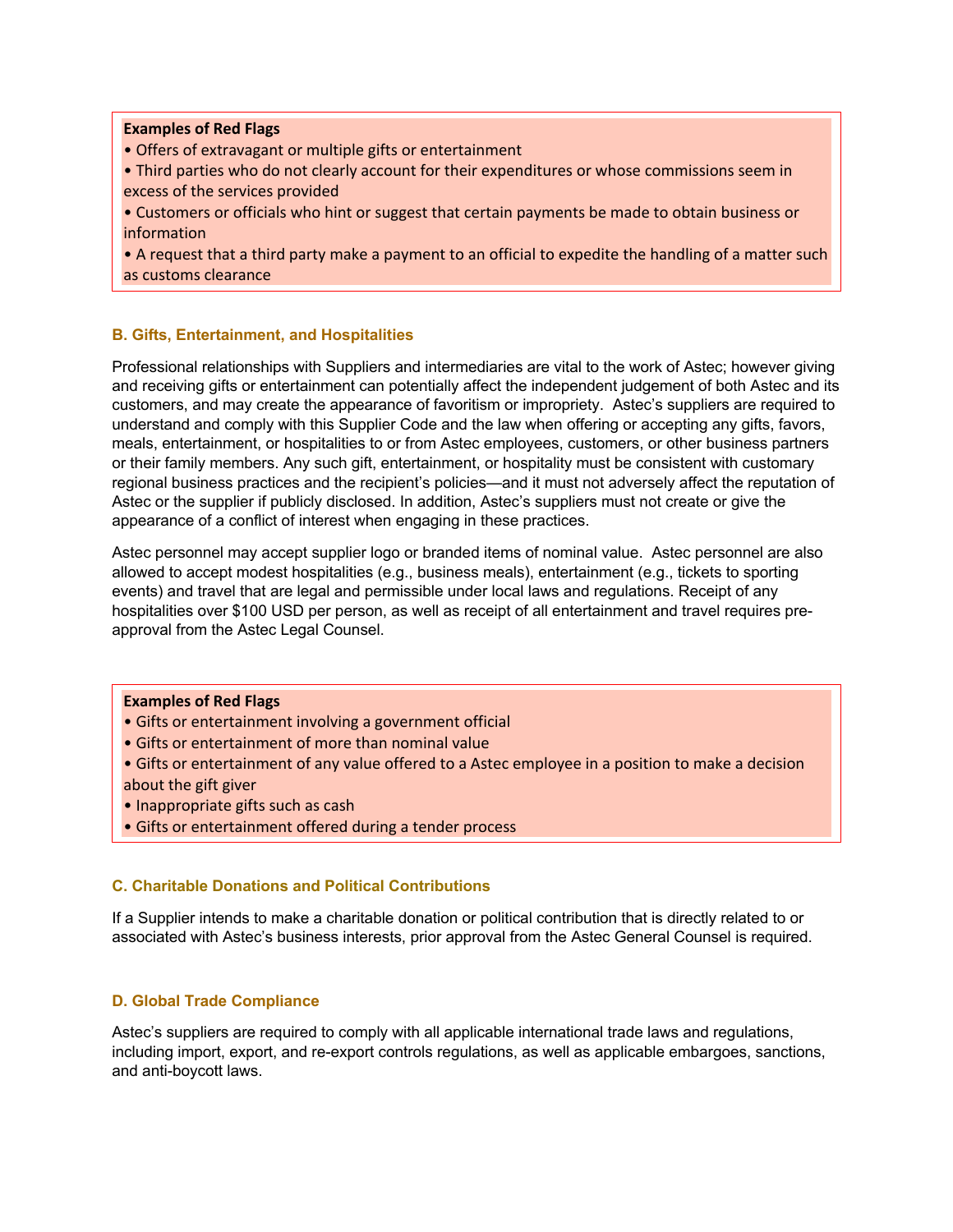**Examples of Red Flags**

- Offers of extravagant or multiple gifts or entertainment
- Third parties who do not clearly account for their expenditures or whose commissions seem in excess of the services provided
- Customers or officials who hint or suggest that certain payments be made to obtain business or information
- A request that a third party make a payment to an official to expedite the handling of a matter such as customs clearance

### B. Gifts, Entertainment, and Hospitalities

Professional relationships with Suppliers and intermediaries are vital to the work of Astec; however giving and receiving gifts or entertainment can potentially affect the independent judgement of both Astec and its customers, and may create the appearance of favoritism or impropriety. Astec's suppliers are required to understand and comply with this Supplier Code and the law when offering or accepting any gifts, favors, meals, entertainment, or hospitalities to or from Astec employees, customers, or other business partners or their family members. Any such gift, entertainment, or hospitality must be consistent with customary regional business practices and the recipient's policies—and it must not adversely affect the reputation of Astec or the supplier if publicly disclosed. In addition, Astec's suppliers must not create or give the appearance of a conflict of interest when engaging in these practices.

Astec personnel may accept supplier logo or branded items of nominal value. Astec personnel are also allowed to accept modest hospitalities (e.g., business meals), entertainment (e.g., tickets to sporting events) and travel that are legal and permissible under local laws and regulations. Receipt of any hospitalities over $100 USD per person, as well as receipt of all entertainment and travel requires pre-approval from the Astec Legal Counsel.

**Examples of Red Flags**

- Gifts or entertainment involving a government official
- Gifts or entertainment of more than nominal value
- Gifts or entertainment of any value offered to a Astec employee in a position to make a decision about the gift giver
- Inappropriate gifts such as cash
- Gifts or entertainment offered during a tender process

### C. Charitable Donations and Political Contributions

If a Supplier intends to make a charitable donation or political contribution that is directly related to or associated with Astec's business interests, prior approval from the Astec General Counsel is required.

### D. Global Trade Compliance

Astec's suppliers are required to comply with all applicable international trade laws and regulations, including import, export, and re-export controls regulations, as well as applicable embargoes, sanctions, and anti-boycott laws.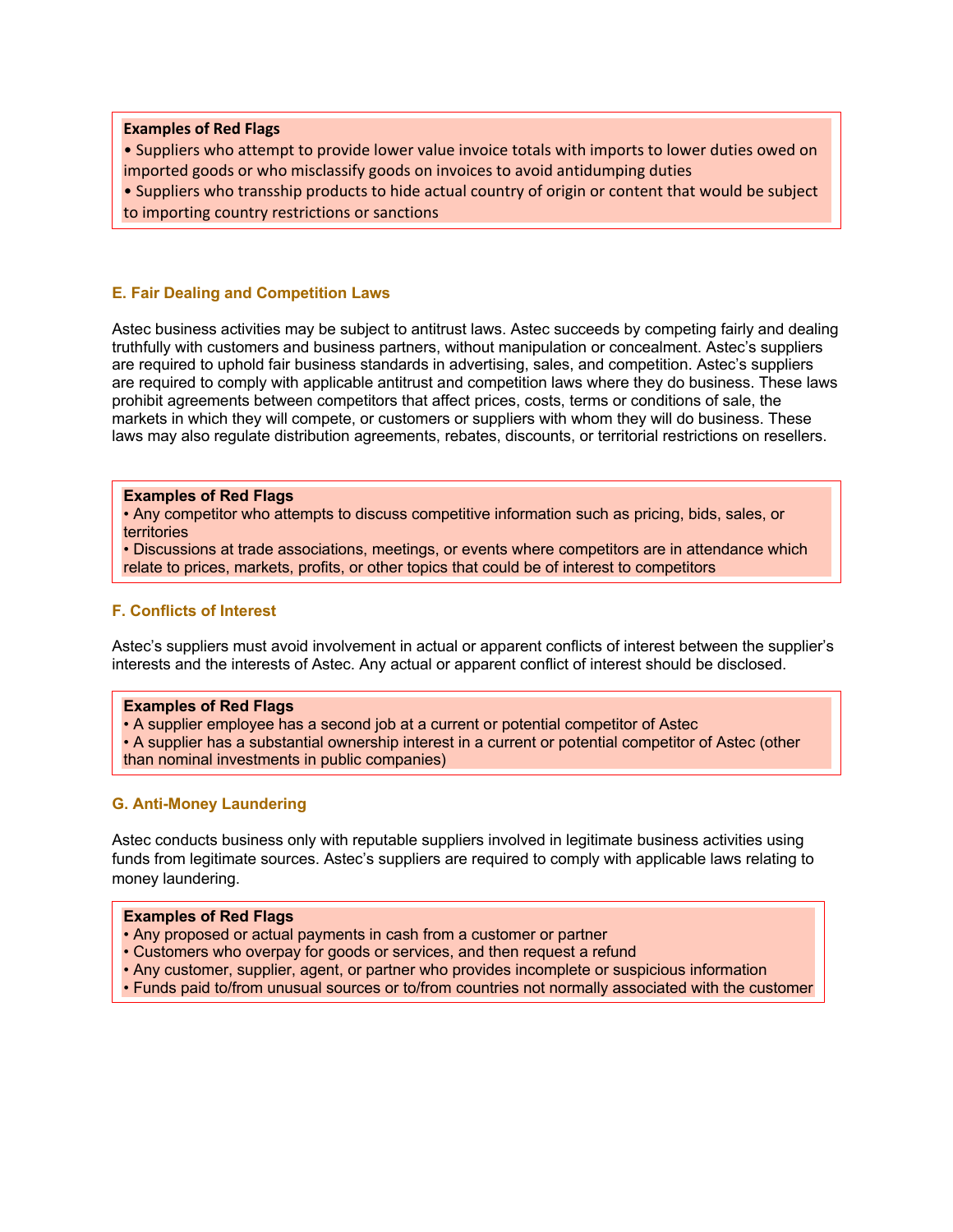**Examples of Red Flags**

- Suppliers who attempt to provide lower value invoice totals with imports to lower duties owed on imported goods or who misclassify goods on invoices to avoid antidumping duties
- Suppliers who transship products to hide actual country of origin or content that would be subject to importing country restrictions or sanctions

### E. Fair Dealing and Competition Laws

Astec business activities may be subject to antitrust laws. Astec succeeds by competing fairly and dealing truthfully with customers and business partners, without manipulation or concealment. Astec's suppliers are required to uphold fair business standards in advertising, sales, and competition. Astec's suppliers are required to comply with applicable antitrust and competition laws where they do business. These laws prohibit agreements between competitors that affect prices, costs, terms or conditions of sale, the markets in which they will compete, or customers or suppliers with whom they will do business. These laws may also regulate distribution agreements, rebates, discounts, or territorial restrictions on resellers.

**Examples of Red Flags**

- Any competitor who attempts to discuss competitive information such as pricing, bids, sales, or territories
- Discussions at trade associations, meetings, or events where competitors are in attendance which relate to prices, markets, profits, or other topics that could be of interest to competitors

### F. Conflicts of Interest

Astec's suppliers must avoid involvement in actual or apparent conflicts of interest between the supplier's interests and the interests of Astec. Any actual or apparent conflict of interest should be disclosed.

**Examples of Red Flags**

- A supplier employee has a second job at a current or potential competitor of Astec
- A supplier has a substantial ownership interest in a current or potential competitor of Astec (other than nominal investments in public companies)

### G. Anti-Money Laundering

Astec conducts business only with reputable suppliers involved in legitimate business activities using funds from legitimate sources. Astec's suppliers are required to comply with applicable laws relating to money laundering.

**Examples of Red Flags**

- Any proposed or actual payments in cash from a customer or partner
- Customers who overpay for goods or services, and then request a refund
- Any customer, supplier, agent, or partner who provides incomplete or suspicious information
- Funds paid to/from unusual sources or to/from countries not normally associated with the customer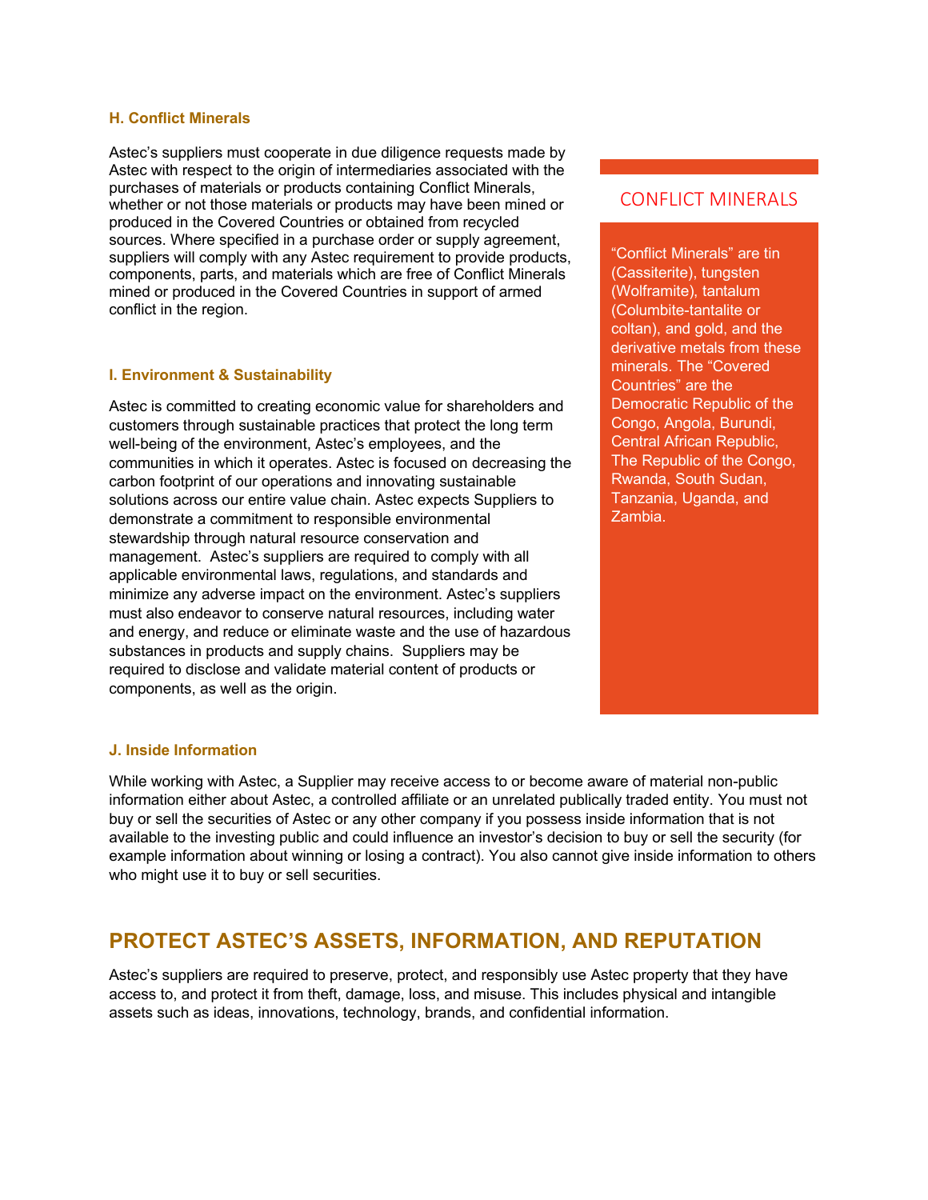### H. Conflict Minerals

Astec's suppliers must cooperate in due diligence requests made by Astec with respect to the origin of intermediaries associated with the purchases of materials or products containing Conflict Minerals, whether or not those materials or products may have been mined or produced in the Covered Countries or obtained from recycled sources. Where specified in a purchase order or supply agreement, suppliers will comply with any Astec requirement to provide products, components, parts, and materials which are free of Conflict Minerals mined or produced in the Covered Countries in support of armed conflict in the region.

> **CONFLICT MINERALS**
>
> "Conflict Minerals" are tin (Cassiterite), tungsten (Wolframite), tantalum (Columbite-tantalite or coltan), and gold, and the derivative metals from these minerals. The "Covered Countries" are the Democratic Republic of the Congo, Angola, Burundi, Central African Republic, The Republic of the Congo, Rwanda, South Sudan, Tanzania, Uganda, and Zambia.

### I. Environment & Sustainability

Astec is committed to creating economic value for shareholders and customers through sustainable practices that protect the long term well-being of the environment, Astec's employees, and the communities in which it operates. Astec is focused on decreasing the carbon footprint of our operations and innovating sustainable solutions across our entire value chain. Astec expects Suppliers to demonstrate a commitment to responsible environmental stewardship through natural resource conservation and management. Astec's suppliers are required to comply with all applicable environmental laws, regulations, and standards and minimize any adverse impact on the environment. Astec's suppliers must also endeavor to conserve natural resources, including water and energy, and reduce or eliminate waste and the use of hazardous substances in products and supply chains. Suppliers may be required to disclose and validate material content of products or components, as well as the origin.

### J. Inside Information

While working with Astec, a Supplier may receive access to or become aware of material non-public information either about Astec, a controlled affiliate or an unrelated publically traded entity. You must not buy or sell the securities of Astec or any other company if you possess inside information that is not available to the investing public and could influence an investor's decision to buy or sell the security (for example information about winning or losing a contract). You also cannot give inside information to others who might use it to buy or sell securities.

## PROTECT ASTEC'S ASSETS, INFORMATION, AND REPUTATION

Astec's suppliers are required to preserve, protect, and responsibly use Astec property that they have access to, and protect it from theft, damage, loss, and misuse. This includes physical and intangible assets such as ideas, innovations, technology, brands, and confidential information.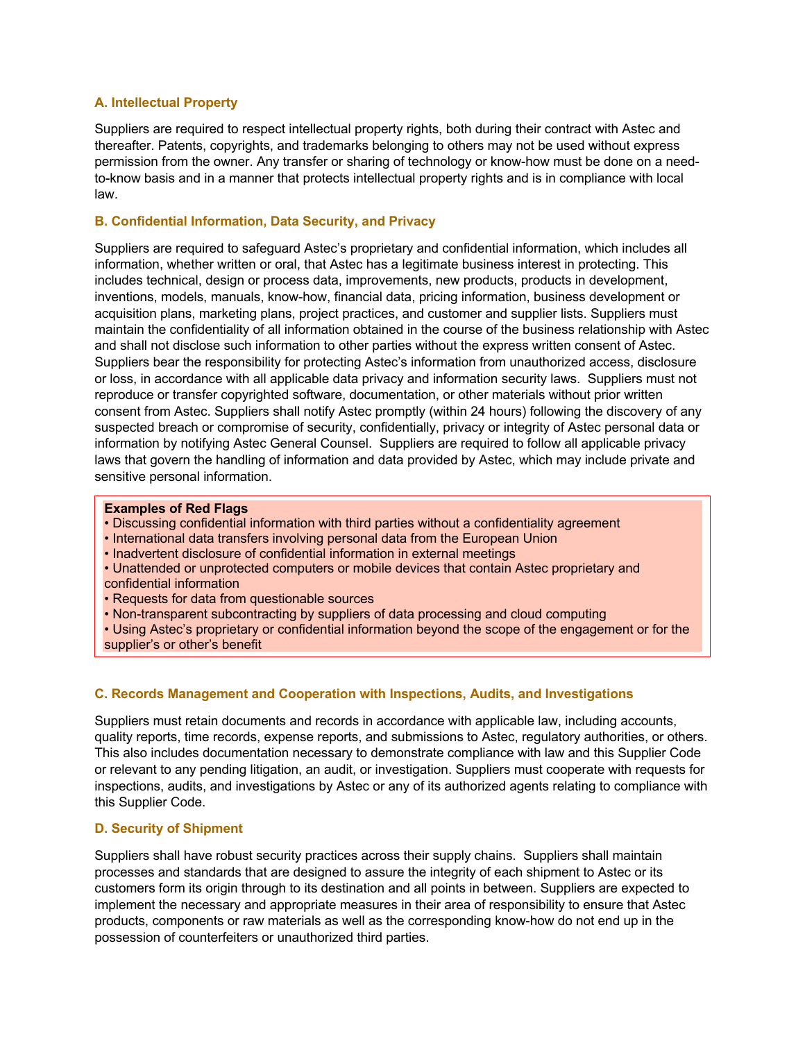### A. Intellectual Property

Suppliers are required to respect intellectual property rights, both during their contract with Astec and thereafter. Patents, copyrights, and trademarks belonging to others may not be used without express permission from the owner. Any transfer or sharing of technology or know-how must be done on a need-to-know basis and in a manner that protects intellectual property rights and is in compliance with local law.

### B. Confidential Information, Data Security, and Privacy

Suppliers are required to safeguard Astec's proprietary and confidential information, which includes all information, whether written or oral, that Astec has a legitimate business interest in protecting. This includes technical, design or process data, improvements, new products, products in development, inventions, models, manuals, know-how, financial data, pricing information, business development or acquisition plans, marketing plans, project practices, and customer and supplier lists. Suppliers must maintain the confidentiality of all information obtained in the course of the business relationship with Astec and shall not disclose such information to other parties without the express written consent of Astec. Suppliers bear the responsibility for protecting Astec's information from unauthorized access, disclosure or loss, in accordance with all applicable data privacy and information security laws. Suppliers must not reproduce or transfer copyrighted software, documentation, or other materials without prior written consent from Astec. Suppliers shall notify Astec promptly (within 24 hours) following the discovery of any suspected breach or compromise of security, confidentially, privacy or integrity of Astec personal data or information by notifying Astec General Counsel. Suppliers are required to follow all applicable privacy laws that govern the handling of information and data provided by Astec, which may include private and sensitive personal information.

**Examples of Red Flags**

- Discussing confidential information with third parties without a confidentiality agreement
- International data transfers involving personal data from the European Union
- Inadvertent disclosure of confidential information in external meetings
- Unattended or unprotected computers or mobile devices that contain Astec proprietary and confidential information
- Requests for data from questionable sources
- Non-transparent subcontracting by suppliers of data processing and cloud computing
- Using Astec's proprietary or confidential information beyond the scope of the engagement or for the supplier's or other's benefit

### C. Records Management and Cooperation with Inspections, Audits, and Investigations

Suppliers must retain documents and records in accordance with applicable law, including accounts, quality reports, time records, expense reports, and submissions to Astec, regulatory authorities, or others. This also includes documentation necessary to demonstrate compliance with law and this Supplier Code or relevant to any pending litigation, an audit, or investigation. Suppliers must cooperate with requests for inspections, audits, and investigations by Astec or any of its authorized agents relating to compliance with this Supplier Code.

### D. Security of Shipment

Suppliers shall have robust security practices across their supply chains. Suppliers shall maintain processes and standards that are designed to assure the integrity of each shipment to Astec or its customers form its origin through to its destination and all points in between. Suppliers are expected to implement the necessary and appropriate measures in their area of responsibility to ensure that Astec products, components or raw materials as well as the corresponding know-how do not end up in the possession of counterfeiters or unauthorized third parties.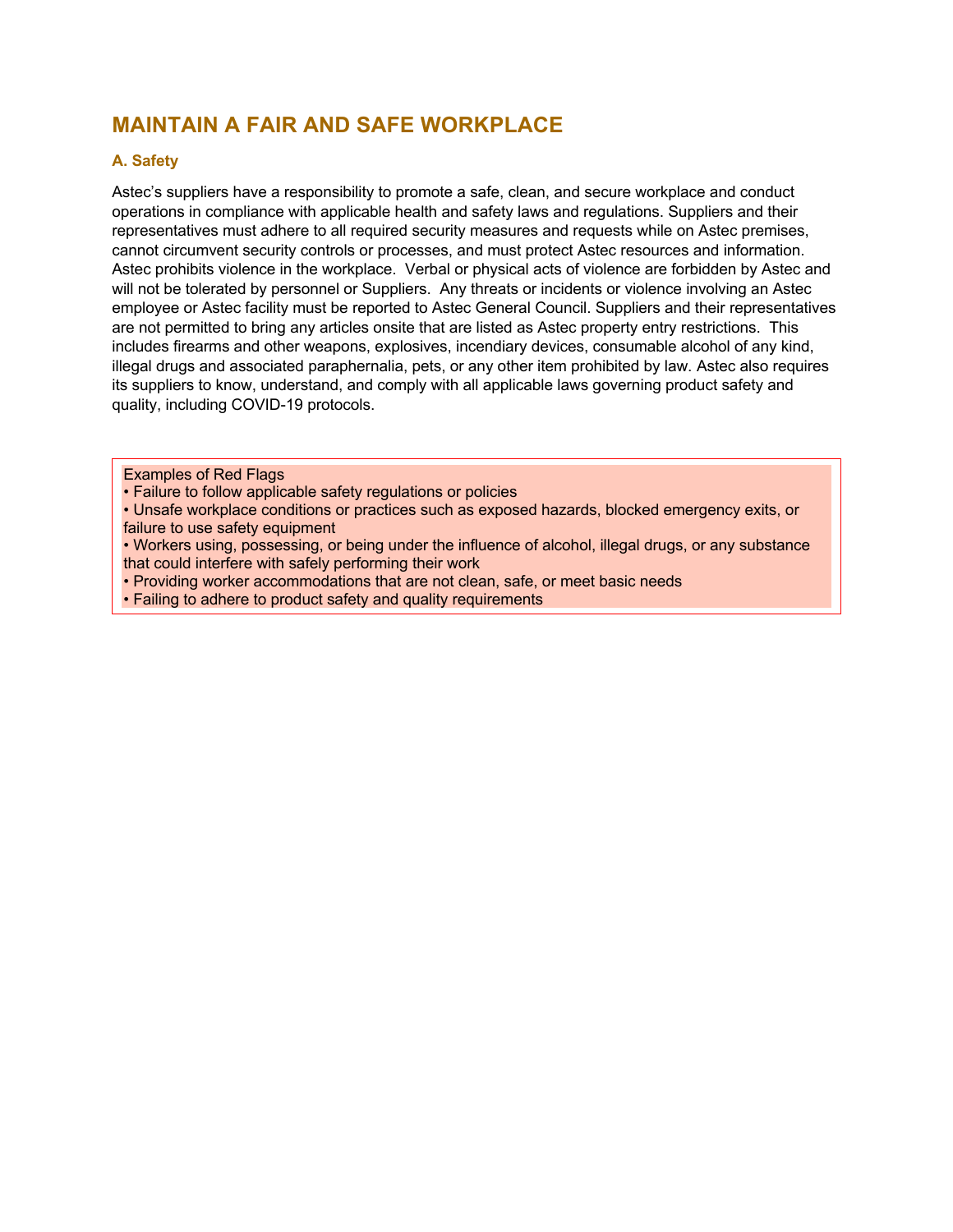# MAINTAIN A FAIR AND SAFE WORKPLACE

## A. Safety

Astec's suppliers have a responsibility to promote a safe, clean, and secure workplace and conduct operations in compliance with applicable health and safety laws and regulations. Suppliers and their representatives must adhere to all required security measures and requests while on Astec premises, cannot circumvent security controls or processes, and must protect Astec resources and information. Astec prohibits violence in the workplace. Verbal or physical acts of violence are forbidden by Astec and will not be tolerated by personnel or Suppliers. Any threats or incidents or violence involving an Astec employee or Astec facility must be reported to Astec General Council. Suppliers and their representatives are not permitted to bring any articles onsite that are listed as Astec property entry restrictions. This includes firearms and other weapons, explosives, incendiary devices, consumable alcohol of any kind, illegal drugs and associated paraphernalia, pets, or any other item prohibited by law. Astec also requires its suppliers to know, understand, and comply with all applicable laws governing product safety and quality, including COVID-19 protocols.

Examples of Red Flags

- Failure to follow applicable safety regulations or policies
- Unsafe workplace conditions or practices such as exposed hazards, blocked emergency exits, or failure to use safety equipment
- Workers using, possessing, or being under the influence of alcohol, illegal drugs, or any substance that could interfere with safely performing their work
- Providing worker accommodations that are not clean, safe, or meet basic needs
- Failing to adhere to product safety and quality requirements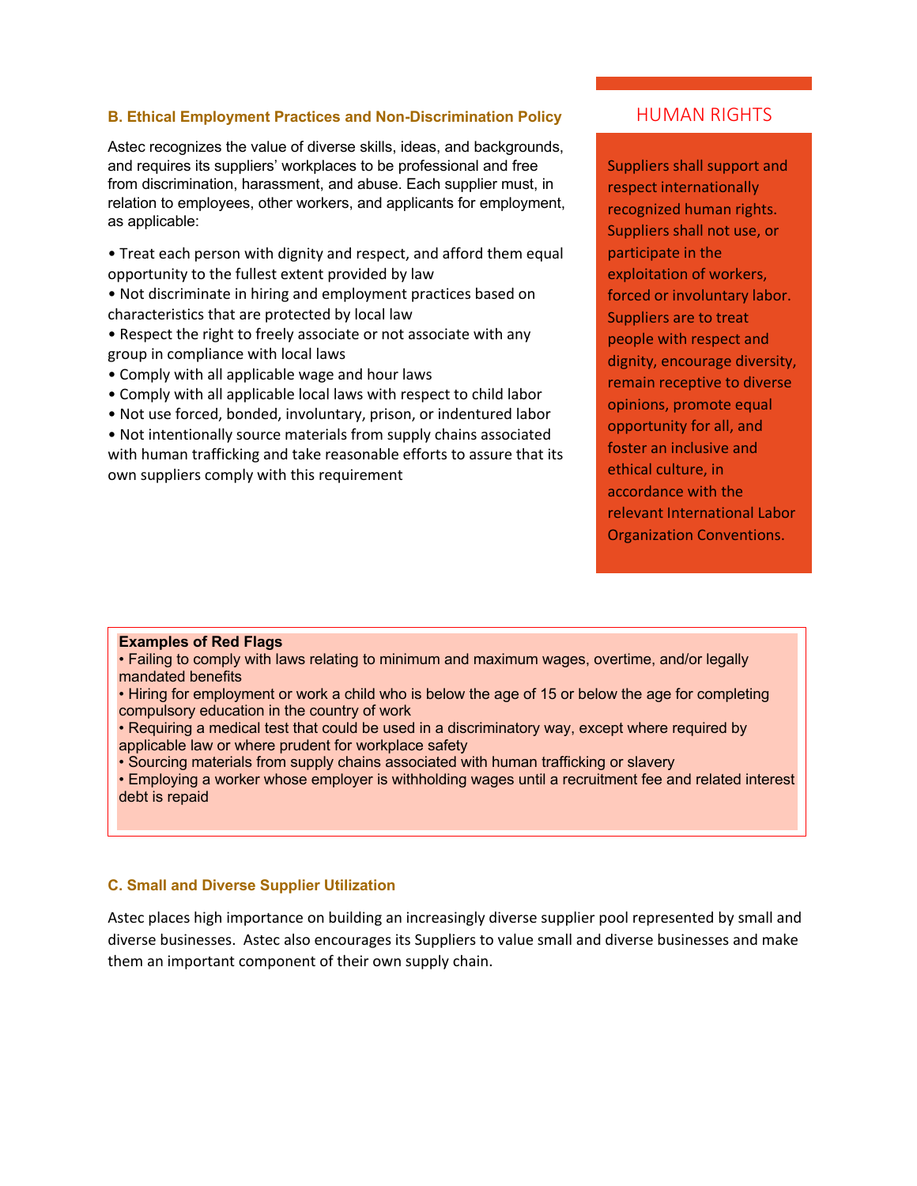### B. Ethical Employment Practices and Non-Discrimination Policy

Astec recognizes the value of diverse skills, ideas, and backgrounds, and requires its suppliers' workplaces to be professional and free from discrimination, harassment, and abuse. Each supplier must, in relation to employees, other workers, and applicants for employment, as applicable:

- Treat each person with dignity and respect, and afford them equal opportunity to the fullest extent provided by law
- Not discriminate in hiring and employment practices based on characteristics that are protected by local law
- Respect the right to freely associate or not associate with any group in compliance with local laws
- Comply with all applicable wage and hour laws
- Comply with all applicable local laws with respect to child labor
- Not use forced, bonded, involuntary, prison, or indentured labor
- Not intentionally source materials from supply chains associated with human trafficking and take reasonable efforts to assure that its own suppliers comply with this requirement

## HUMAN RIGHTS

Suppliers shall support and respect internationally recognized human rights. Suppliers shall not use, or participate in the exploitation of workers, forced or involuntary labor. Suppliers are to treat people with respect and dignity, encourage diversity, remain receptive to diverse opinions, promote equal opportunity for all, and foster an inclusive and ethical culture, in accordance with the relevant International Labor Organization Conventions.

**Examples of Red Flags**

- Failing to comply with laws relating to minimum and maximum wages, overtime, and/or legally mandated benefits
- Hiring for employment or work a child who is below the age of 15 or below the age for completing compulsory education in the country of work
- Requiring a medical test that could be used in a discriminatory way, except where required by applicable law or where prudent for workplace safety
- Sourcing materials from supply chains associated with human trafficking or slavery
- Employing a worker whose employer is withholding wages until a recruitment fee and related interest debt is repaid

### C. Small and Diverse Supplier Utilization

Astec places high importance on building an increasingly diverse supplier pool represented by small and diverse businesses. Astec also encourages its Suppliers to value small and diverse businesses and make them an important component of their own supply chain.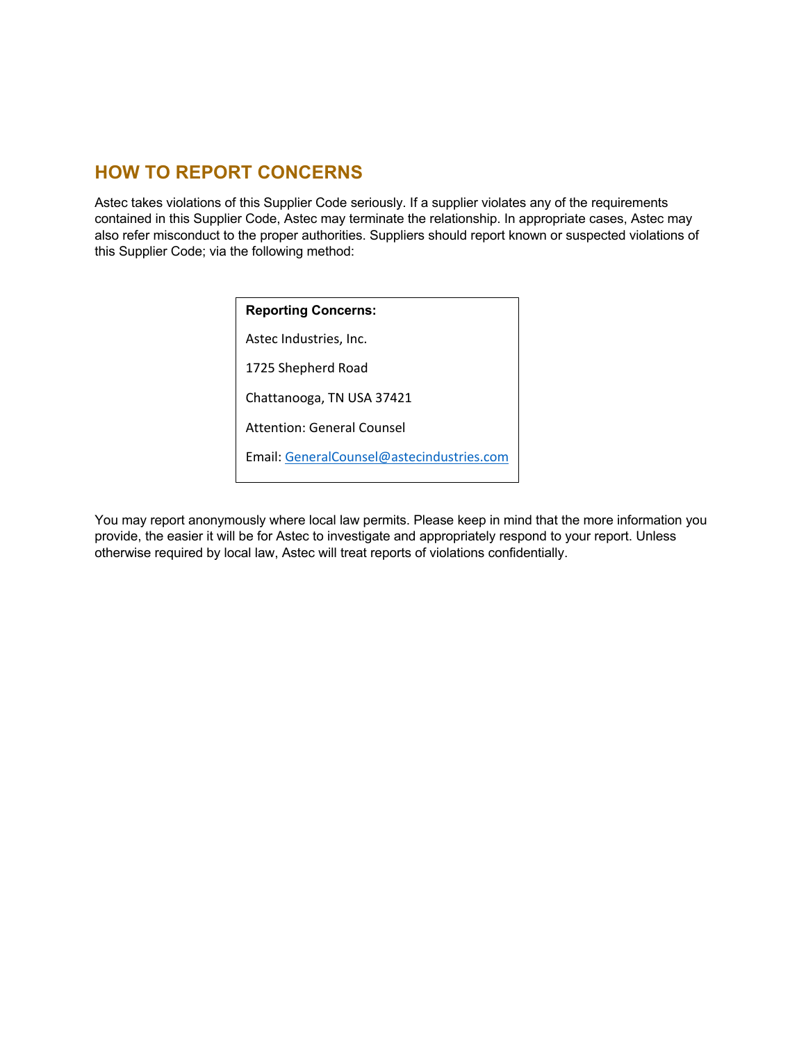## HOW TO REPORT CONCERNS

Astec takes violations of this Supplier Code seriously. If a supplier violates any of the requirements contained in this Supplier Code, Astec may terminate the relationship. In appropriate cases, Astec may also refer misconduct to the proper authorities. Suppliers should report known or suspected violations of this Supplier Code; via the following method:

**Reporting Concerns:**

Astec Industries, Inc.

1725 Shepherd Road

Chattanooga, TN USA 37421

Attention: General Counsel

Email: GeneralCounsel@astecindustries.com

You may report anonymously where local law permits. Please keep in mind that the more information you provide, the easier it will be for Astec to investigate and appropriately respond to your report. Unless otherwise required by local law, Astec will treat reports of violations confidentially.